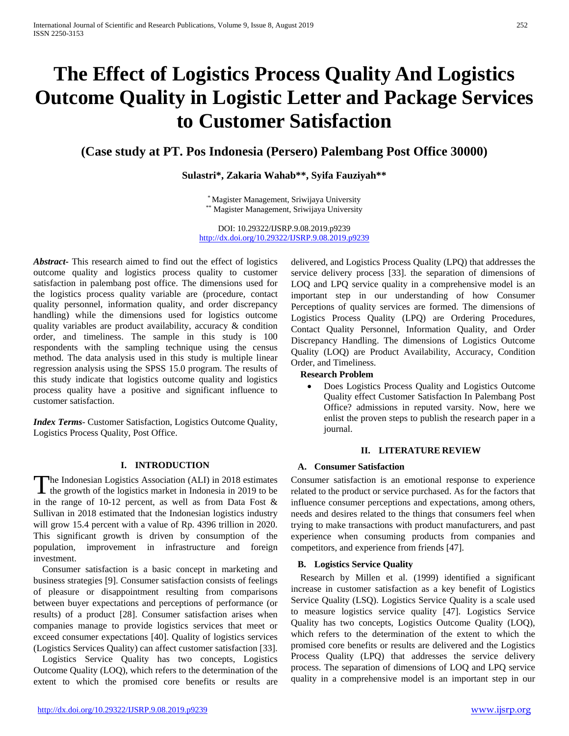# The Effect of Logistics Process Quality And Logistics Outcome Quality in Logistic Letter and Package Services to Customer Satisfaction

## (Case study at PT. Pos Indonesia (Persero) Palembang Post Office 30000)

**Sulastri*, Zakaria Wahab**, Syifa Fauziyah****

* Magister Management, Sriwijaya University
** Magister Management, Sriwijaya University

DOI: 10.29322/IJSRP.9.08.2019.p9239
http://dx.doi.org/10.29322/IJSRP.9.08.2019.p9239

***Abstract-*** This research aimed to find out the effect of logistics outcome quality and logistics process quality to customer satisfaction in palembang post office. The dimensions used for the logistics process quality variable are (procedure, contact quality personnel, information quality, and order discrepancy handling) while the dimensions used for logistics outcome quality variables are product availability, accuracy & condition order, and timeliness. The sample in this study is 100 respondents with the sampling technique using the census method. The data analysis used in this study is multiple linear regression analysis using the SPSS 15.0 program. The results of this study indicate that logistics outcome quality and logistics process quality have a positive and significant influence to customer satisfaction.

***Index Terms*-** Customer Satisfaction, Logistics Outcome Quality, Logistics Process Quality, Post Office.

## I. INTRODUCTION

The Indonesian Logistics Association (ALI) in 2018 estimates the growth of the logistics market in Indonesia in 2019 to be in the range of 10-12 percent, as well as from Data Fost & Sullivan in 2018 estimated that the Indonesian logistics industry will grow 15.4 percent with a value of Rp. 4396 trillion in 2020. This significant growth is driven by consumption of the population, improvement in infrastructure and foreign investment.

Consumer satisfaction is a basic concept in marketing and business strategies [9]. Consumer satisfaction consists of feelings of pleasure or disappointment resulting from comparisons between buyer expectations and perceptions of performance (or results) of a product [28]. Consumer satisfaction arises when companies manage to provide logistics services that meet or exceed consumer expectations [40]. Quality of logistics services (Logistics Services Quality) can affect customer satisfaction [33].

Logistics Service Quality has two concepts, Logistics Outcome Quality (LOQ), which refers to the determination of the extent to which the promised core benefits or results are delivered, and Logistics Process Quality (LPQ) that addresses the service delivery process [33]. the separation of dimensions of LOQ and LPQ service quality in a comprehensive model is an important step in our understanding of how Consumer Perceptions of quality services are formed. The dimensions of Logistics Process Quality (LPQ) are Ordering Procedures, Contact Quality Personnel, Information Quality, and Order Discrepancy Handling. The dimensions of Logistics Outcome Quality (LOQ) are Product Availability, Accuracy, Condition Order, and Timeliness.

**Research Problem**

- Does Logistics Process Quality and Logistics Outcome Quality effect Customer Satisfaction In Palembang Post Office? admissions in reputed varsity. Now, here we enlist the proven steps to publish the research paper in a journal.

## II. LITERATURE REVIEW

### A. Consumer Satisfaction

Consumer satisfaction is an emotional response to experience related to the product or service purchased. As for the factors that influence consumer perceptions and expectations, among others, needs and desires related to the things that consumers feel when trying to make transactions with product manufacturers, and past experience when consuming products from companies and competitors, and experience from friends [47].

### B. Logistics Service Quality

Research by Millen et al. (1999) identified a significant increase in customer satisfaction as a key benefit of Logistics Service Quality (LSQ). Logistics Service Quality is a scale used to measure logistics service quality [47]. Logistics Service Quality has two concepts, Logistics Outcome Quality (LOQ), which refers to the determination of the extent to which the promised core benefits or results are delivered and the Logistics Process Quality (LPQ) that addresses the service delivery process. The separation of dimensions of LOQ and LPQ service quality in a comprehensive model is an important step in our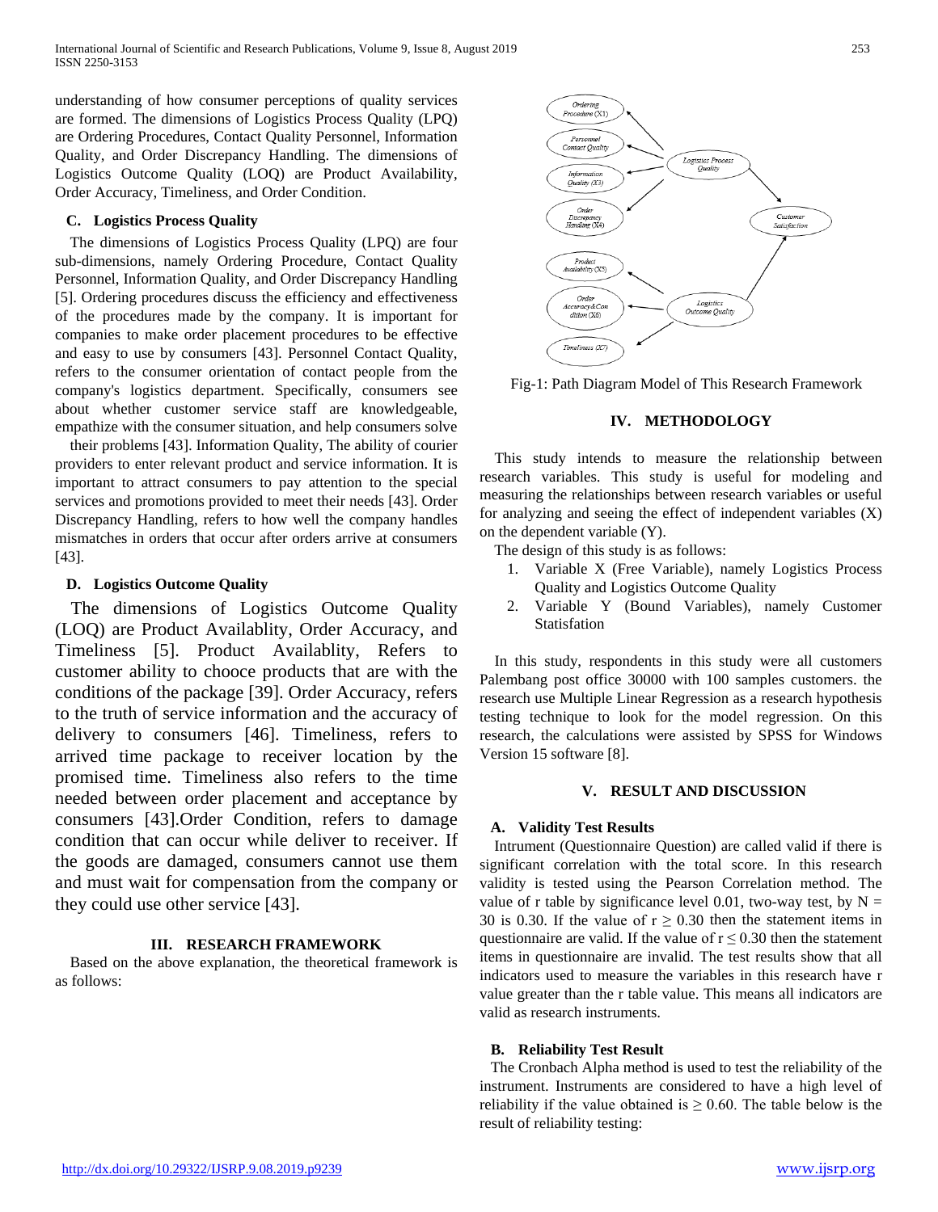understanding of how consumer perceptions of quality services are formed. The dimensions of Logistics Process Quality (LPQ) are Ordering Procedures, Contact Quality Personnel, Information Quality, and Order Discrepancy Handling. The dimensions of Logistics Outcome Quality (LOQ) are Product Availability, Order Accuracy, Timeliness, and Order Condition.

### C. Logistics Process Quality

The dimensions of Logistics Process Quality (LPQ) are four sub-dimensions, namely Ordering Procedure, Contact Quality Personnel, Information Quality, and Order Discrepancy Handling [5]. Ordering procedures discuss the efficiency and effectiveness of the procedures made by the company. It is important for companies to make order placement procedures to be effective and easy to use by consumers [43]. Personnel Contact Quality, refers to the consumer orientation of contact people from the company's logistics department. Specifically, consumers see about whether customer service staff are knowledgeable, empathize with the consumer situation, and help consumers solve their problems [43]. Information Quality, The ability of courier providers to enter relevant product and service information. It is important to attract consumers to pay attention to the special services and promotions provided to meet their needs [43]. Order Discrepancy Handling, refers to how well the company handles mismatches in orders that occur after orders arrive at consumers [43].

### D. Logistics Outcome Quality

The dimensions of Logistics Outcome Quality (LOQ) are Product Availablity, Order Accuracy, and Timeliness [5]. Product Availablity, Refers to customer ability to chooce products that are with the conditions of the package [39]. Order Accuracy, refers to the truth of service information and the accuracy of delivery to consumers [46]. Timeliness, refers to arrived time package to receiver location by the promised time. Timeliness also refers to the time needed between order placement and acceptance by consumers [43].Order Condition, refers to damage condition that can occur while deliver to receiver. If the goods are damaged, consumers cannot use them and must wait for compensation from the company or they could use other service [43].

## III. RESEARCH FRAMEWORK

Based on the above explanation, the theoretical framework is as follows:

Fig-1: Path Diagram Model of This Research Framework

## IV. METHODOLOGY

This study intends to measure the relationship between research variables. This study is useful for modeling and measuring the relationships between research variables or useful for analyzing and seeing the effect of independent variables (X) on the dependent variable (Y).

The design of this study is as follows:

1. Variable X (Free Variable), namely Logistics Process Quality and Logistics Outcome Quality
2. Variable Y (Bound Variables), namely Customer Statisfation

In this study, respondents in this study were all customers Palembang post office 30000 with 100 samples customers. the research use Multiple Linear Regression as a research hypothesis testing technique to look for the model regression. On this research, the calculations were assisted by SPSS for Windows Version 15 software [8].

## V. RESULT AND DISCUSSION

### A. Validity Test Results

Intrument (Questionnaire Question) are called valid if there is significant correlation with the total score. In this research validity is tested using the Pearson Correlation method. The value of r table by significance level 0.01, two-way test, by $N = 30$ is 0.30. If the value of $r \geq 0.30$ then the statement items in questionnaire are valid. If the value of $r \leq 0.30$ then the statement items in questionnaire are invalid. The test results show that all indicators used to measure the variables in this research have r value greater than the r table value. This means all indicators are valid as research instruments.

### B. Reliability Test Result

The Cronbach Alpha method is used to test the reliability of the instrument. Instruments are considered to have a high level of reliability if the value obtained is $\geq 0.60$. The table below is the result of reliability testing: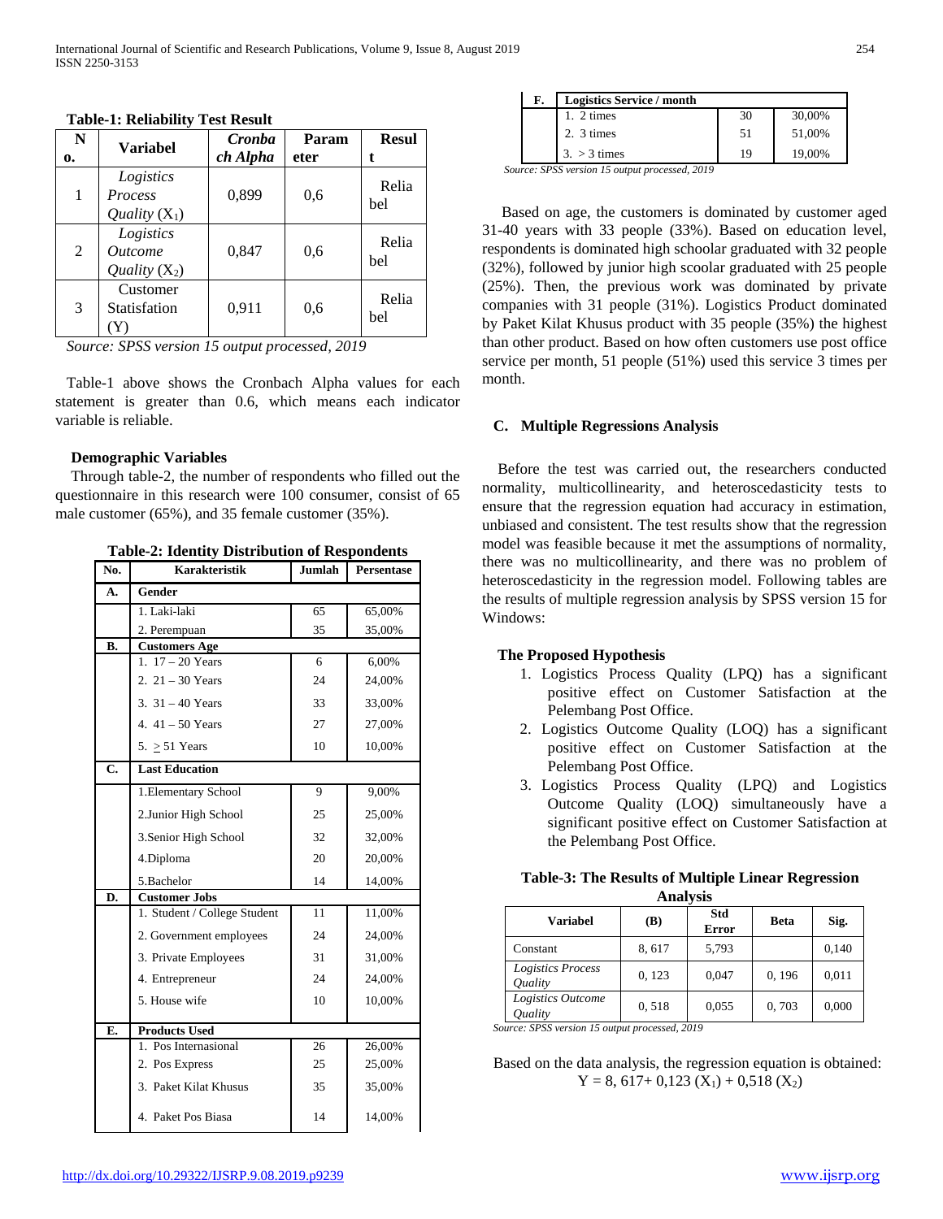**Table-1: Reliability Test Result**

| No. | Variabel | *Cronbach Alpha* | Parameter | Result |
|---|---|---|---|---|
| 1 | *Logistics Process Quality* ($X_1$) | 0,899 | 0,6 | Reliabel |
| 2 | *Logistics Outcome Quality* ($X_2$) | 0,847 | 0,6 | Reliabel |
| 3 | Customer Statisfation (Y) | 0,911 | 0,6 | Reliabel |

*Source: SPSS version 15 output processed, 2019*

Table-1 above shows the Cronbach Alpha values for each statement is greater than 0.6, which means each indicator variable is reliable.

**Demographic Variables**

Through table-2, the number of respondents who filled out the questionnaire in this research were 100 consumer, consist of 65 male customer (65%), and 35 female customer (35%).

**Table-2: Identity Distribution of Respondents**

| No. | Karakteristik | Jumlah | Persentase |
|---|---|---|---|
| A. | **Gender** | | |
| | 1. Laki-laki | 65 | 65,00% |
| | 2. Perempuan | 35 | 35,00% |
| B. | **Customers Age** | | |
| | 1. 17 – 20 Years | 6 | 6,00% |
| | 2. 21 – 30 Years | 24 | 24,00% |
| | 3. 31 – 40 Years | 33 | 33,00% |
| | 4. 41 – 50 Years | 27 | 27,00% |
| | 5. ≥ 51 Years | 10 | 10,00% |
| C. | **Last Education** | | |
| | 1.Elementary School | 9 | 9,00% |
| | 2.Junior High School | 25 | 25,00% |
| | 3.Senior High School | 32 | 32,00% |
| | 4.Diploma | 20 | 20,00% |
| | 5.Bachelor | 14 | 14,00% |
| D. | **Customer Jobs** | | |
| | 1. Student / College Student | 11 | 11,00% |
| | 2. Government employees | 24 | 24,00% |
| | 3. Private Employees | 31 | 31,00% |
| | 4. Entrepreneur | 24 | 24,00% |
| | 5. House wife | 10 | 10,00% |
| E. | **Products Used** | | |
| | 1. Pos Internasional | 26 | 26,00% |
| | 2. Pos Express | 25 | 25,00% |
| | 3. Paket Kilat Khusus | 35 | 35,00% |
| | 4. Paket Pos Biasa | 14 | 14,00% |
| F. | **Logistics Service / month** | | |
| | 1. 2 times | 30 | 30,00% |
| | 2. 3 times | 51 | 51,00% |
| | 3. > 3 times | 19 | 19,00% |

*Source: SPSS version 15 output processed, 2019*

Based on age, the customers is dominated by customer aged 31-40 years with 33 people (33%). Based on education level, respondents is dominated high schoolar graduated with 32 people (32%), followed by junior high scoolar graduated with 25 people (25%). Then, the previous work was dominated by private companies with 31 people (31%). Logistics Product dominated by Paket Kilat Khusus product with 35 people (35%) the highest than other product. Based on how often customers use post office service per month, 51 people (51%) used this service 3 times per month.

## C. Multiple Regressions Analysis

Before the test was carried out, the researchers conducted normality, multicollinearity, and heteroscedasticity tests to ensure that the regression equation had accuracy in estimation, unbiased and consistent. The test results show that the regression model was feasible because it met the assumptions of normality, there was no multicollinearity, and there was no problem of heteroscedasticity in the regression model. Following tables are the results of multiple regression analysis by SPSS version 15 for Windows:

**The Proposed Hypothesis**

1. Logistics Process Quality (LPQ) has a significant positive effect on Customer Satisfaction at the Pelembang Post Office.
2. Logistics Outcome Quality (LOQ) has a significant positive effect on Customer Satisfaction at the Pelembang Post Office.
3. Logistics Process Quality (LPQ) and Logistics Outcome Quality (LOQ) simultaneously have a significant positive effect on Customer Satisfaction at the Pelembang Post Office.

**Table-3: The Results of Multiple Linear Regression Analysis**

| Variabel | (B) | Std Error | Beta | Sig. |
|---|---|---|---|---|
| Constant | 8, 617 | 5,793 | | 0,140 |
| *Logistics Process Quality* | 0, 123 | 0,047 | 0, 196 | 0,011 |
| *Logistics Outcome Quality* | 0, 518 | 0,055 | 0, 703 | 0,000 |

*Source: SPSS version 15 output processed, 2019*

Based on the data analysis, the regression equation is obtained:

$$Y = 8,617 + 0,123\ (X_1) + 0,518\ (X_2)$$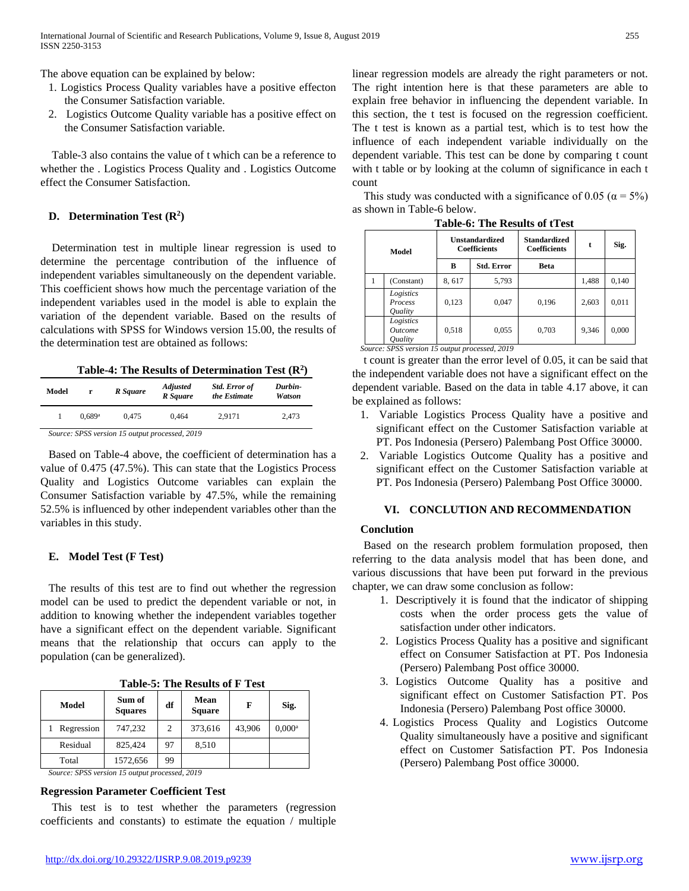The above equation can be explained by below:

1. Logistics Process Quality variables have a positive effecton the Consumer Satisfaction variable.
2. Logistics Outcome Quality variable has a positive effect on the Consumer Satisfaction variable.

Table-3 also contains the value of t which can be a reference to whether the . Logistics Process Quality and . Logistics Outcome effect the Consumer Satisfaction.

### D. Determination Test ($R^2$)

Determination test in multiple linear regression is used to determine the percentage contribution of the influence of independent variables simultaneously on the dependent variable. This coefficient shows how much the percentage variation of the independent variables used in the model is able to explain the variation of the dependent variable. Based on the results of calculations with SPSS for Windows version 15.00, the results of the determination test are obtained as follows:

**Table-4: The Results of Determination Test ($R^2$)**

| Model | r | *R Square* | *Adjusted R Square* | *Std. Error of the Estimate* | *Durbin-Watson* |
|---|---|---|---|---|---|
| 1 | 0,689[a] | 0,475 | 0,464 | 2,9171 | 2,473 |

*Source: SPSS version 15 output processed, 2019*

Based on Table-4 above, the coefficient of determination has a value of 0.475 (47.5%). This can state that the Logistics Process Quality and Logistics Outcome variables can explain the Consumer Satisfaction variable by 47.5%, while the remaining 52.5% is influenced by other independent variables other than the variables in this study.

### E. Model Test (F Test)

The results of this test are to find out whether the regression model can be used to predict the dependent variable or not, in addition to knowing whether the independent variables together have a significant effect on the dependent variable. Significant means that the relationship that occurs can apply to the population (can be generalized).

**Table-5: The Results of F Test**

| Model | Sum of Squares | df | Mean Square | F | Sig. |
|---|---|---|---|---|---|
| 1 Regression | 747,232 | 2 | 373,616 | 43,906 | 0,000[a] |
| Residual | 825,424 | 97 | 8,510 | | |
| Total | 1572,656 | 99 | | | |

*Source: SPSS version 15 output processed, 2019*

**Regression Parameter Coefficient Test**

This test is to test whether the parameters (regression coefficients and constants) to estimate the equation / multiple linear regression models are already the right parameters or not. The right intention here is that these parameters are able to explain free behavior in influencing the dependent variable. In this section, the t test is focused on the regression coefficient. The t test is known as a partial test, which is to test how the influence of each independent variable individually on the dependent variable. This test can be done by comparing t count with t table or by looking at the column of significance in each t count

This study was conducted with a significance of 0.05 ($\alpha = 5\%$) as shown in Table-6 below.

**Table-6: The Results of tTest**

| Model | | Unstandardized Coefficients | | Standardized Coefficients | t | Sig. |
|---|---|---|---|---|---|---|
| | | B | Std. Error | Beta | | |
| 1 | (Constant) | 8, 617 | 5,793 | | 1,488 | 0,140 |
| | *Logistics Process Quality* | 0,123 | 0,047 | 0,196 | 2,603 | 0,011 |
| | *Logistics Outcome Quality* | 0,518 | 0,055 | 0,703 | 9,346 | 0,000 |

*Source: SPSS version 15 output processed, 2019*

t count is greater than the error level of 0.05, it can be said that the independent variable does not have a significant effect on the dependent variable. Based on the data in table 4.17 above, it can be explained as follows:

1. Variable Logistics Process Quality have a positive and significant effect on the Customer Satisfaction variable at PT. Pos Indonesia (Persero) Palembang Post Office 30000.
2. Variable Logistics Outcome Quality has a positive and significant effect on the Customer Satisfaction variable at PT. Pos Indonesia (Persero) Palembang Post Office 30000.

## VI. CONCLUTION AND RECOMMENDATION

### Conclution

Based on the research problem formulation proposed, then referring to the data analysis model that has been done, and various discussions that have been put forward in the previous chapter, we can draw some conclusion as follow:

1. Descriptively it is found that the indicator of shipping costs when the order process gets the value of satisfaction under other indicators.
2. Logistics Process Quality has a positive and significant effect on Consumer Satisfaction at PT. Pos Indonesia (Persero) Palembang Post office 30000.
3. Logistics Outcome Quality has a positive and significant effect on Customer Satisfaction PT. Pos Indonesia (Persero) Palembang Post office 30000.
4. Logistics Process Quality and Logistics Outcome Quality simultaneously have a positive and significant effect on Customer Satisfaction PT. Pos Indonesia (Persero) Palembang Post office 30000.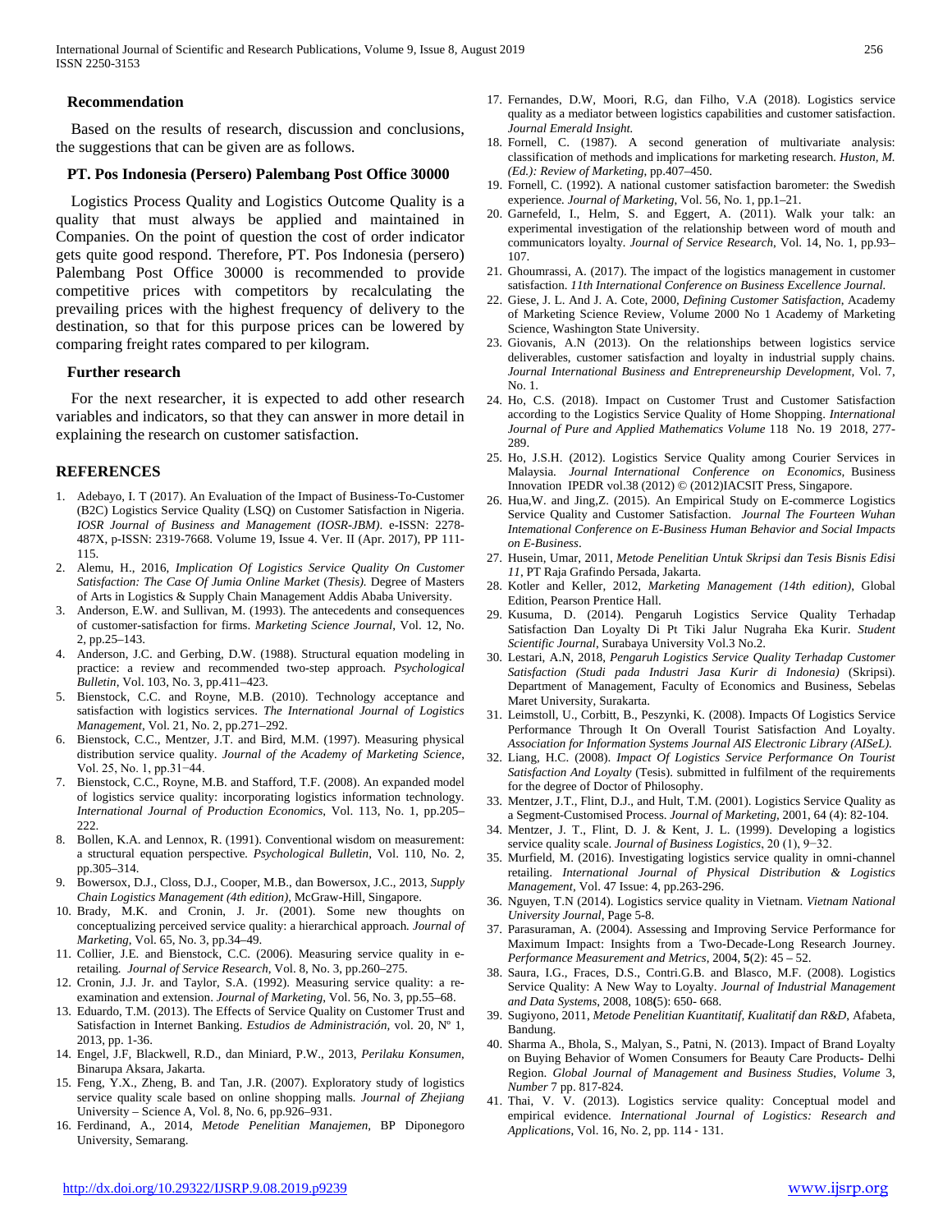## Recommendation

Based on the results of research, discussion and conclusions, the suggestions that can be given are as follows.

### PT. Pos Indonesia (Persero) Palembang Post Office 30000

Logistics Process Quality and Logistics Outcome Quality is a quality that must always be applied and maintained in Companies. On the point of question the cost of order indicator gets quite good respond. Therefore, PT. Pos Indonesia (persero) Palembang Post Office 30000 is recommended to provide competitive prices with competitors by recalculating the prevailing prices with the highest frequency of delivery to the destination, so that for this purpose prices can be lowered by comparing freight rates compared to per kilogram.

### Further research

For the next researcher, it is expected to add other research variables and indicators, so that they can answer in more detail in explaining the research on customer satisfaction.

## REFERENCES

1. Adebayo, I. T (2017). An Evaluation of the Impact of Business-To-Customer (B2C) Logistics Service Quality (LSQ) on Customer Satisfaction in Nigeria. *IOSR Journal of Business and Management (IOSR-JBM)*. e-ISSN: 2278-487X, p-ISSN: 2319-7668. Volume 19, Issue 4. Ver. II (Apr. 2017), PP 111-115.
2. Alemu, H., 2016, *Implication Of Logistics Service Quality On Customer Satisfaction: The Case Of Jumia Online Market* (*Thesis).* Degree of Masters of Arts in Logistics & Supply Chain Management Addis Ababa University.
3. Anderson, E.W. and Sullivan, M. (1993). The antecedents and consequences of customer-satisfaction for firms. *Marketing Science Journal*, Vol. 12, No. 2, pp.25–143.
4. Anderson, J.C. and Gerbing, D.W. (1988). Structural equation modeling in practice: a review and recommended two-step approach. *Psychological Bulletin*, Vol. 103, No. 3, pp.411–423.
5. Bienstock, C.C. and Royne, M.B. (2010). Technology acceptance and satisfaction with logistics services. *The International Journal of Logistics Management*, Vol. 21, No. 2, pp.271–292.
6. Bienstock, C.C., Mentzer, J.T. and Bird, M.M. (1997). Measuring physical distribution service quality. *Journal of the Academy of Marketing Science*, Vol. 25, No. 1, pp.31−44.
7. Bienstock, C.C., Royne, M.B. and Stafford, T.F. (2008). An expanded model of logistics service quality: incorporating logistics information technology. *International Journal of Production Economics*, Vol. 113, No. 1, pp.205–222.
8. Bollen, K.A. and Lennox, R. (1991). Conventional wisdom on measurement: a structural equation perspective. *Psychological Bulletin*, Vol. 110, No. 2, pp.305–314.
9. Bowersox, D.J., Closs, D.J., Cooper, M.B., dan Bowersox, J.C., 2013, *Supply Chain Logistics Management (4th edition)*, McGraw-Hill, Singapore.
10. Brady, M.K. and Cronin, J. Jr. (2001). Some new thoughts on conceptualizing perceived service quality: a hierarchical approach. *Journal of Marketing*, Vol. 65, No. 3, pp.34–49.
11. Collier, J.E. and Bienstock, C.C. (2006). Measuring service quality in e-retailing. *Journal of Service Research*, Vol. 8, No. 3, pp.260–275.
12. Cronin, J.J. Jr. and Taylor, S.A. (1992). Measuring service quality: a re-examination and extension. *Journal of Marketing*, Vol. 56, No. 3, pp.55–68.
13. Eduardo, T.M. (2013). The Effects of Service Quality on Customer Trust and Satisfaction in Internet Banking. *Estudios de Administración*, vol. 20, Nº 1, 2013, pp. 1-36.
14. Engel, J.F, Blackwell, R.D., dan Miniard, P.W., 2013, *Perilaku Konsumen*, Binarupa Aksara, Jakarta.
15. Feng, Y.X., Zheng, B. and Tan, J.R. (2007). Exploratory study of logistics service quality scale based on online shopping malls. *Journal of Zhejiang* University – Science A, Vol. 8, No. 6, pp.926–931.
16. Ferdinand, A., 2014, *Metode Penelitian Manajemen*, BP Diponegoro University, Semarang.
17. Fernandes, D.W, Moori, R.G, dan Filho, V.A (2018). Logistics service quality as a mediator between logistics capabilities and customer satisfaction. *Journal Emerald Insight.*
18. Fornell, C. (1987). A second generation of multivariate analysis: classification of methods and implications for marketing research. *Huston, M. (Ed.): Review of Marketing*, pp.407–450.
19. Fornell, C. (1992). A national customer satisfaction barometer: the Swedish experience. *Journal of Marketing*, Vol. 56, No. 1, pp.1–21.
20. Garnefeld, I., Helm, S. and Eggert, A. (2011). Walk your talk: an experimental investigation of the relationship between word of mouth and communicators loyalty. *Journal of Service Research*, Vol. 14, No. 1, pp.93–107.
21. Ghoumrassi, A. (2017). The impact of the logistics management in customer satisfaction. *11th International Conference on Business Excellence Journal.*
22. Giese, J. L. And J. A. Cote, 2000, *Defining Customer Satisfaction*, Academy of Marketing Science Review, Volume 2000 No 1 Academy of Marketing Science, Washington State University.
23. Giovanis, A.N (2013). On the relationships between logistics service deliverables, customer satisfaction and loyalty in industrial supply chains. *Journal International Business and Entrepreneurship Development*, Vol. 7, No. 1.
24. Ho, C.S. (2018). Impact on Customer Trust and Customer Satisfaction according to the Logistics Service Quality of Home Shopping. *International Journal of Pure and Applied Mathematics Volume* 118 No. 19 2018, 277-289.
25. Ho, J.S.H. (2012). Logistics Service Quality among Courier Services in Malaysia. *Journal International Conference on Economics*, Business Innovation IPEDR vol.38 (2012) © (2012)IACSIT Press, Singapore.
26. Hua,W. and Jing,Z. (2015). An Empirical Study on E-commerce Logistics Service Quality and Customer Satisfaction. *Journal The Fourteen Wuhan Intemational Conference on E-Business Human Behavior and Social Impacts on E-Business*.
27. Husein, Umar, 2011, *Metode Penelitian Untuk Skripsi dan Tesis Bisnis Edisi 11*, PT Raja Grafindo Persada, Jakarta.
28. Kotler and Keller, 2012, *Marketing Management (14th edition)*, Global Edition, Pearson Prentice Hall.
29. Kusuma, D. (2014). Pengaruh Logistics Service Quality Terhadap Satisfaction Dan Loyalty Di Pt Tiki Jalur Nugraha Eka Kurir. *Student Scientific Journal*, Surabaya University Vol.3 No.2.
30. Lestari, A.N, 2018, *Pengaruh Logistics Service Quality Terhadap Customer Satisfaction (Studi pada Industri Jasa Kurir di Indonesia)* (Skripsi). Department of Management, Faculty of Economics and Business, Sebelas Maret University, Surakarta.
31. Leimstoll, U., Corbitt, B., Peszynki, K. (2008). Impacts Of Logistics Service Performance Through It On Overall Tourist Satisfaction And Loyalty. *Association for Information Systems Journal AIS Electronic Library (AISeL).*
32. Liang, H.C. (2008). *Impact Of Logistics Service Performance On Tourist Satisfaction And Loyalty* (Tesis). submitted in fulfilment of the requirements for the degree of Doctor of Philosophy.
33. Mentzer, J.T., Flint, D.J., and Hult, T.M. (2001). Logistics Service Quality as a Segment-Customised Process. *Journal of Marketing*, 2001, 64 (4): 82-104.
34. Mentzer, J. T., Flint, D. J. & Kent, J. L. (1999). Developing a logistics service quality scale. *Journal of Business Logistics*, 20 (1), 9−32.
35. Murfield, M. (2016). Investigating logistics service quality in omni-channel retailing. *International Journal of Physical Distribution & Logistics Management*, Vol. 47 Issue: 4, pp.263-296.
36. Nguyen, T.N (2014). Logistics service quality in Vietnam. *Vietnam National University Journal*, Page 5-8.
37. Parasuraman, A. (2004). Assessing and Improving Service Performance for Maximum Impact: Insights from a Two-Decade-Long Research Journey. *Performance Measurement and Metrics*, 2004, **5**(2): 45 – 52.
38. Saura, I.G., Fraces, D.S., Contri.G.B. and Blasco, M.F. (2008). Logistics Service Quality: A New Way to Loyalty. *Journal of Industrial Management and Data Systems*, 2008, 108**(**5): 650- 668.
39. Sugiyono, 2011, *Metode Penelitian Kuantitatif, Kualitatif dan R&D*, Afabeta, Bandung.
40. Sharma A., Bhola, S., Malyan, S., Patni, N. (2013). Impact of Brand Loyalty on Buying Behavior of Women Consumers for Beauty Care Products- Delhi Region. *Global Journal of Management and Business Studies*, *Volume* 3, *Number* 7 pp. 817-824.
41. Thai, V. V. (2013). Logistics service quality: Conceptual model and empirical evidence. *International Journal of Logistics: Research and Applications*, Vol. 16, No. 2, pp. 114 - 131.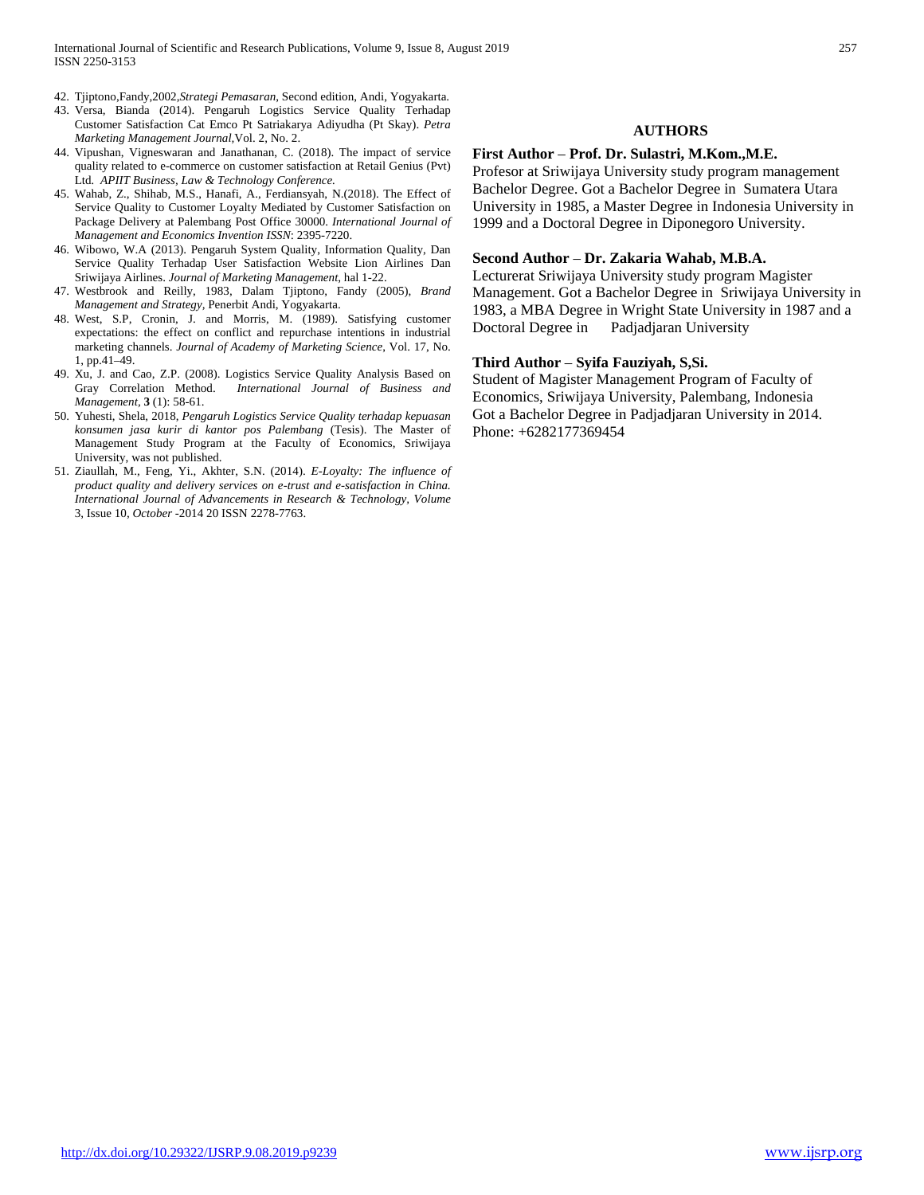42. Tjiptono,Fandy,2002,*Strategi Pemasaran*, Second edition, Andi, Yogyakarta.
43. Versa, Bianda (2014). Pengaruh Logistics Service Quality Terhadap Customer Satisfaction Cat Emco Pt Satriakarya Adiyudha (Pt Skay). *Petra Marketing Management Journal*,Vol. 2, No. 2.
44. Vipushan, Vigneswaran and Janathanan, C. (2018). The impact of service quality related to e-commerce on customer satisfaction at Retail Genius (Pvt) Ltd. *APIIT Business, Law & Technology Conference.*
45. Wahab, Z., Shihab, M.S., Hanafi, A., Ferdiansyah, N.(2018). The Effect of Service Quality to Customer Loyalty Mediated by Customer Satisfaction on Package Delivery at Palembang Post Office 30000. *International Journal of Management and Economics Invention ISSN*: 2395-7220.
46. Wibowo, W.A (2013). Pengaruh System Quality, Information Quality, Dan Service Quality Terhadap User Satisfaction Website Lion Airlines Dan Sriwijaya Airlines. *Journal of Marketing Management*, hal 1-22.
47. Westbrook and Reilly, 1983, Dalam Tjiptono, Fandy (2005), *Brand Management and Strategy*, Penerbit Andi, Yogyakarta.
48. West, S.P, Cronin, J. and Morris, M. (1989). Satisfying customer expectations: the effect on conflict and repurchase intentions in industrial marketing channels. *Journal of Academy of Marketing Science*, Vol. 17, No. 1, pp.41–49.
49. Xu, J. and Cao, Z.P. (2008). Logistics Service Quality Analysis Based on Gray Correlation Method. *International Journal of Business and Management*, **3** (1): 58-61.
50. Yuhesti, Shela, 2018, *Pengaruh Logistics Service Quality terhadap kepuasan konsumen jasa kurir di kantor pos Palembang* (Tesis). The Master of Management Study Program at the Faculty of Economics, Sriwijaya University, was not published.
51. Ziaullah, M., Feng, Yi., Akhter, S.N. (2014). *E-Loyalty: The influence of product quality and delivery services on e-trust and e-satisfaction in China. International Journal of Advancements in Research & Technology, Volume* 3, Issue 10, *October* -2014 20 ISSN 2278-7763.

## AUTHORS

**First Author – Prof. Dr. Sulastri, M.Kom.,M.E.**
Profesor at Sriwijaya University study program management Bachelor Degree. Got a Bachelor Degree in Sumatera Utara University in 1985, a Master Degree in Indonesia University in 1999 and a Doctoral Degree in Diponegoro University.

**Second Author – Dr. Zakaria Wahab, M.B.A.**
Lecturerat Sriwijaya University study program Magister Management. Got a Bachelor Degree in Sriwijaya University in 1983, a MBA Degree in Wright State University in 1987 and a Doctoral Degree in Padjadjaran University

**Third Author – Syifa Fauziyah, S,Si.**
Student of Magister Management Program of Faculty of Economics, Sriwijaya University, Palembang, Indonesia
Got a Bachelor Degree in Padjadjaran University in 2014.
Phone: +6282177369454